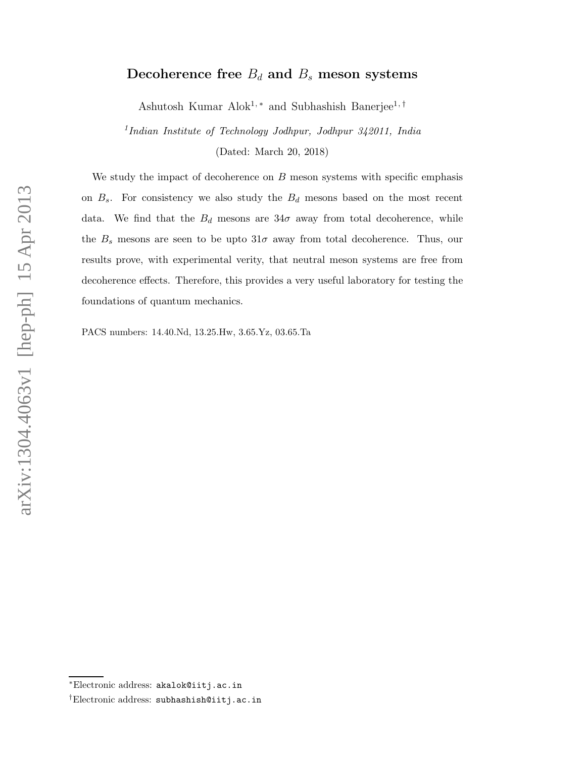# Decoherence free $B_d$ and $B_s$ meson systems

Ashutosh Kumar Alok[1,*] and Subhashish Banerjee[1,†]

[1] *Indian Institute of Technology Jodhpur, Jodhpur 342011, India*

(Dated: March 20, 2018)

We study the impact of decoherence on $B$ meson systems with specific emphasis on $B_s$. For consistency we also study the $B_d$ mesons based on the most recent data. We find that the $B_d$ mesons are $34\sigma$ away from total decoherence, while the $B_s$ mesons are seen to be upto $31\sigma$ away from total decoherence. Thus, our results prove, with experimental verity, that neutral meson systems are free from decoherence effects. Therefore, this provides a very useful laboratory for testing the foundations of quantum mechanics.

PACS numbers: 14.40.Nd, 13.25.Hw, 3.65.Yz, 03.65.Ta

[*] Electronic address: akalok@iitj.ac.in

[†] Electronic address: subhashish@iitj.ac.in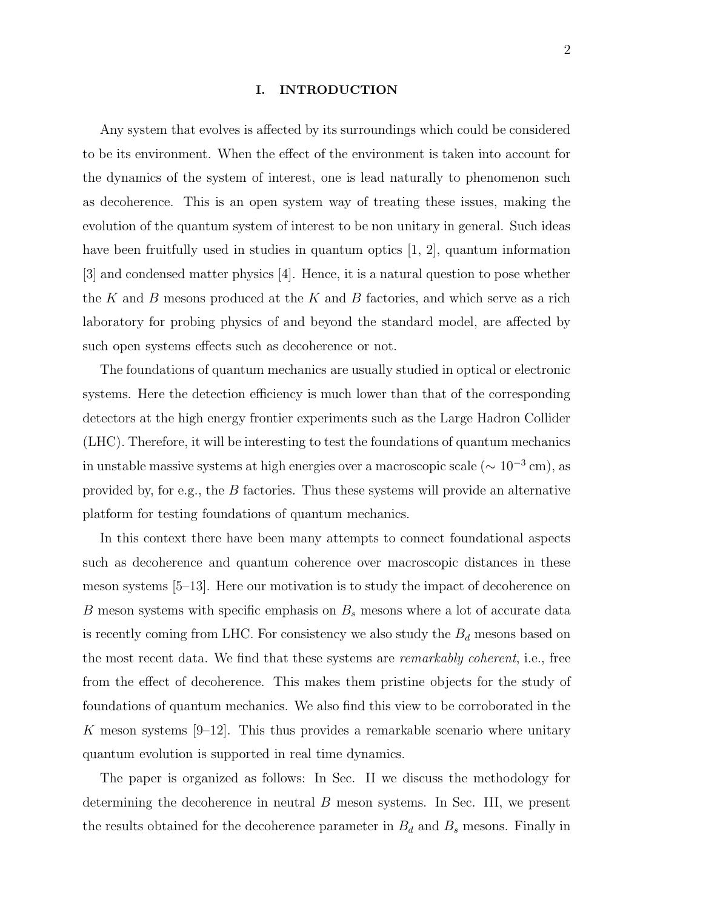## I. INTRODUCTION

Any system that evolves is affected by its surroundings which could be considered to be its environment. When the effect of the environment is taken into account for the dynamics of the system of interest, one is lead naturally to phenomenon such as decoherence. This is an open system way of treating these issues, making the evolution of the quantum system of interest to be non unitary in general. Such ideas have been fruitfully used in studies in quantum optics [1, 2], quantum information [3] and condensed matter physics [4]. Hence, it is a natural question to pose whether the $K$ and $B$ mesons produced at the $K$ and $B$ factories, and which serve as a rich laboratory for probing physics of and beyond the standard model, are affected by such open systems effects such as decoherence or not.

The foundations of quantum mechanics are usually studied in optical or electronic systems. Here the detection efficiency is much lower than that of the corresponding detectors at the high energy frontier experiments such as the Large Hadron Collider (LHC). Therefore, it will be interesting to test the foundations of quantum mechanics in unstable massive systems at high energies over a macroscopic scale ($\sim 10^{-3}$ cm), as provided by, for e.g., the $B$ factories. Thus these systems will provide an alternative platform for testing foundations of quantum mechanics.

In this context there have been many attempts to connect foundational aspects such as decoherence and quantum coherence over macroscopic distances in these meson systems [5–13]. Here our motivation is to study the impact of decoherence on $B$ meson systems with specific emphasis on $B_s$ mesons where a lot of accurate data is recently coming from LHC. For consistency we also study the $B_d$ mesons based on the most recent data. We find that these systems are *remarkably coherent*, i.e., free from the effect of decoherence. This makes them pristine objects for the study of foundations of quantum mechanics. We also find this view to be corroborated in the $K$ meson systems [9–12]. This thus provides a remarkable scenario where unitary quantum evolution is supported in real time dynamics.

The paper is organized as follows: In Sec. II we discuss the methodology for determining the decoherence in neutral $B$ meson systems. In Sec. III, we present the results obtained for the decoherence parameter in $B_d$ and $B_s$ mesons. Finally in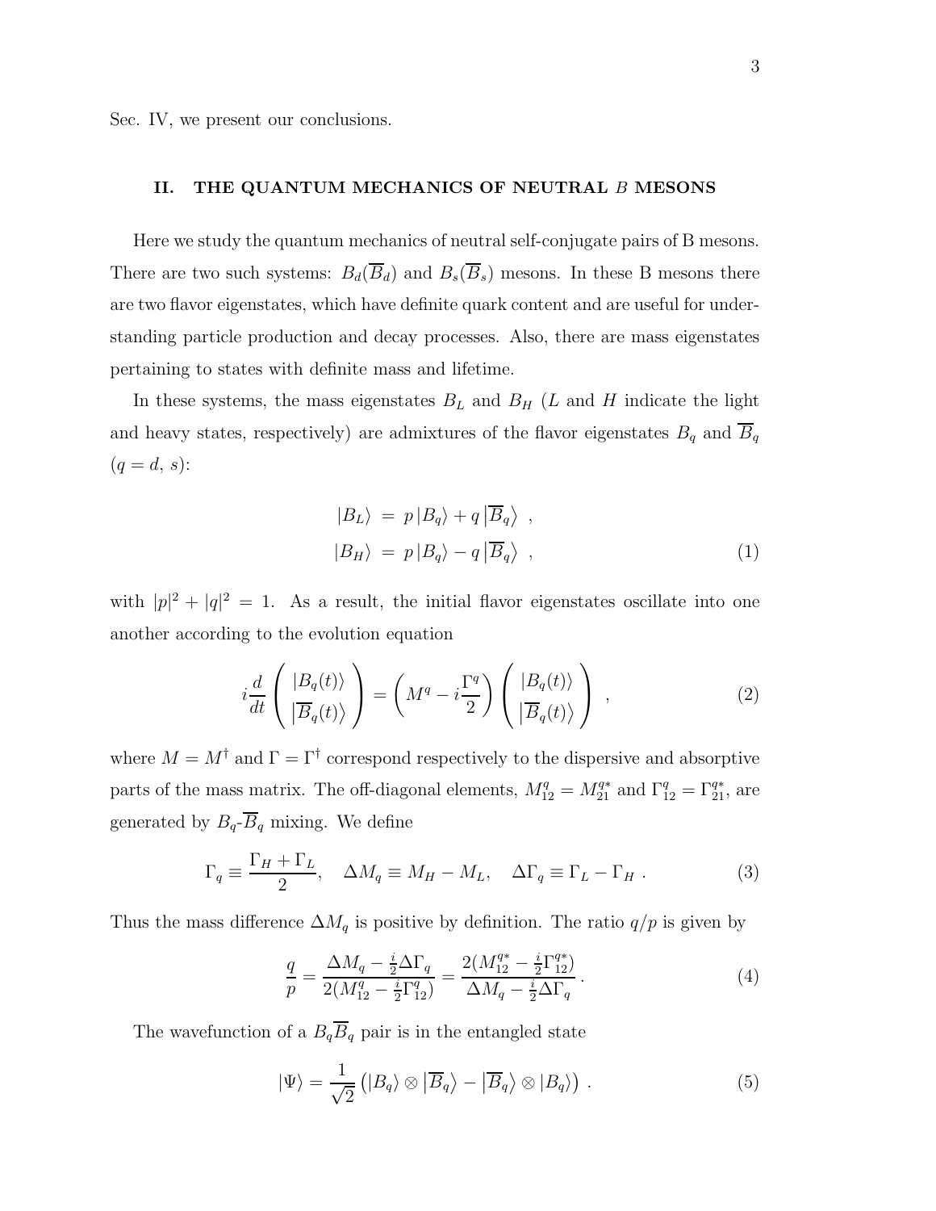Sec. IV, we present our conclusions.

## II. THE QUANTUM MECHANICS OF NEUTRAL $B$ MESONS

Here we study the quantum mechanics of neutral self-conjugate pairs of B mesons. There are two such systems: $B_d(\overline{B}_d)$ and $B_s(\overline{B}_s)$ mesons. In these B mesons there are two flavor eigenstates, which have definite quark content and are useful for understanding particle production and decay processes. Also, there are mass eigenstates pertaining to states with definite mass and lifetime.

In these systems, the mass eigenstates $B_L$ and $B_H$ ($L$ and $H$ indicate the light and heavy states, respectively) are admixtures of the flavor eigenstates $B_q$ and $\overline{B}_q$ ($q = d,\, s$):

$$
\begin{aligned}
|B_L\rangle &= p\,|B_q\rangle + q\,\left|\overline{B}_q\right\rangle \ , \\
|B_H\rangle &= p\,|B_q\rangle - q\,\left|\overline{B}_q\right\rangle \ ,
\end{aligned}
\tag{1}
$$

with $|p|^2 + |q|^2 = 1$. As a result, the initial flavor eigenstates oscillate into one another according to the evolution equation

$$
i\frac{d}{dt}\begin{pmatrix} |B_q(t)\rangle \\ \left|\overline{B}_q(t)\right\rangle \end{pmatrix} = \left(M^q - i\frac{\Gamma^q}{2}\right)\begin{pmatrix} |B_q(t)\rangle \\ \left|\overline{B}_q(t)\right\rangle \end{pmatrix} \ , \tag{2}
$$

where $M = M^\dagger$ and $\Gamma = \Gamma^\dagger$ correspond respectively to the dispersive and absorptive parts of the mass matrix. The off-diagonal elements, $M_{12}^q = M_{21}^{q*}$ and $\Gamma_{12}^q = \Gamma_{21}^{q*}$, are generated by $B_q$-$\overline{B}_q$ mixing. We define

$$
\Gamma_q \equiv \frac{\Gamma_H + \Gamma_L}{2}, \quad \Delta M_q \equiv M_H - M_L, \quad \Delta\Gamma_q \equiv \Gamma_L - \Gamma_H \ . \tag{3}
$$

Thus the mass difference $\Delta M_q$ is positive by definition. The ratio $q/p$ is given by

$$
\frac{q}{p} = \frac{\Delta M_q - \frac{i}{2}\Delta\Gamma_q}{2(M_{12}^q - \frac{i}{2}\Gamma_{12}^q)} = \frac{2(M_{12}^{q*} - \frac{i}{2}\Gamma_{12}^{q*})}{\Delta M_q - \frac{i}{2}\Delta\Gamma_q} \,. \tag{4}
$$

The wavefunction of a $B_q\overline{B}_q$ pair is in the entangled state

$$
|\Psi\rangle = \frac{1}{\sqrt{2}}\left(|B_q\rangle \otimes \left|\overline{B}_q\right\rangle - \left|\overline{B}_q\right\rangle \otimes |B_q\rangle\right) \,. \tag{5}
$$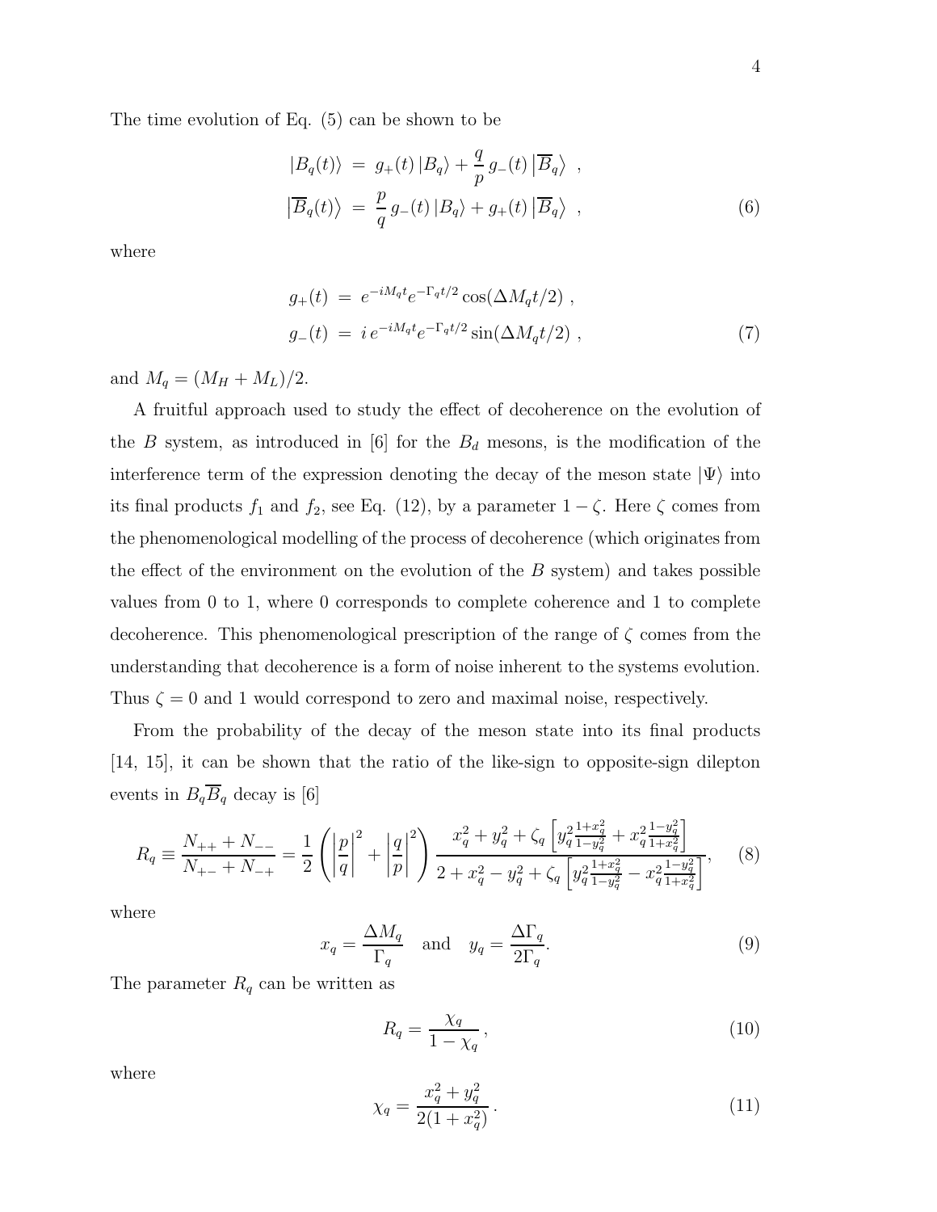The time evolution of Eq. (5) can be shown to be

$$
\begin{aligned}
|B_q(t)\rangle &= g_+(t)\,|B_q\rangle + \frac{q}{p}\,g_-(t)\,\left|\overline{B}_q\right\rangle \ , \\
\left|\overline{B}_q(t)\right\rangle &= \frac{p}{q}\,g_-(t)\,|B_q\rangle + g_+(t)\,\left|\overline{B}_q\right\rangle \ ,
\end{aligned} \tag{6}
$$

where

$$
\begin{aligned}
g_+(t) &= e^{-iM_q t}e^{-\Gamma_q t/2}\cos(\Delta M_q t/2) \ , \\
g_-(t) &= i\,e^{-iM_q t}e^{-\Gamma_q t/2}\sin(\Delta M_q t/2) \ ,
\end{aligned} \tag{7}
$$

and $M_q = (M_H + M_L)/2$.

A fruitful approach used to study the effect of decoherence on the evolution of the $B$ system, as introduced in [6] for the $B_d$ mesons, is the modification of the interference term of the expression denoting the decay of the meson state $|\Psi\rangle$ into its final products $f_1$ and $f_2$, see Eq. (12), by a parameter $1-\zeta$. Here $\zeta$ comes from the phenomenological modelling of the process of decoherence (which originates from the effect of the environment on the evolution of the $B$ system) and takes possible values from 0 to 1, where 0 corresponds to complete coherence and 1 to complete decoherence. This phenomenological prescription of the range of $\zeta$ comes from the understanding that decoherence is a form of noise inherent to the systems evolution. Thus $\zeta = 0$ and 1 would correspond to zero and maximal noise, respectively.

From the probability of the decay of the meson state into its final products [14, 15], it can be shown that the ratio of the like-sign to opposite-sign dilepton events in $B_q\overline{B}_q$ decay is [6]

$$
R_q \equiv \frac{N_{++}+N_{--}}{N_{+-}+N_{-+}} = \frac{1}{2}\left(\left|\frac{p}{q}\right|^2 + \left|\frac{q}{p}\right|^2\right)\frac{x_q^2+y_q^2+\zeta_q\left[y_q^2\frac{1+x_q^2}{1-y_q^2}+x_q^2\frac{1-y_q^2}{1+x_q^2}\right]}{2+x_q^2-y_q^2+\zeta_q\left[y_q^2\frac{1+x_q^2}{1-y_q^2}-x_q^2\frac{1-y_q^2}{1+x_q^2}\right]}, \tag{8}
$$

where

$$
x_q = \frac{\Delta M_q}{\Gamma_q} \quad \text{and} \quad y_q = \frac{\Delta\Gamma_q}{2\Gamma_q}. \tag{9}
$$

The parameter $R_q$ can be written as

$$
R_q = \frac{\chi_q}{1-\chi_q}\,, \tag{10}
$$

where

$$
\chi_q = \frac{x_q^2+y_q^2}{2(1+x_q^2)}\,. \tag{11}
$$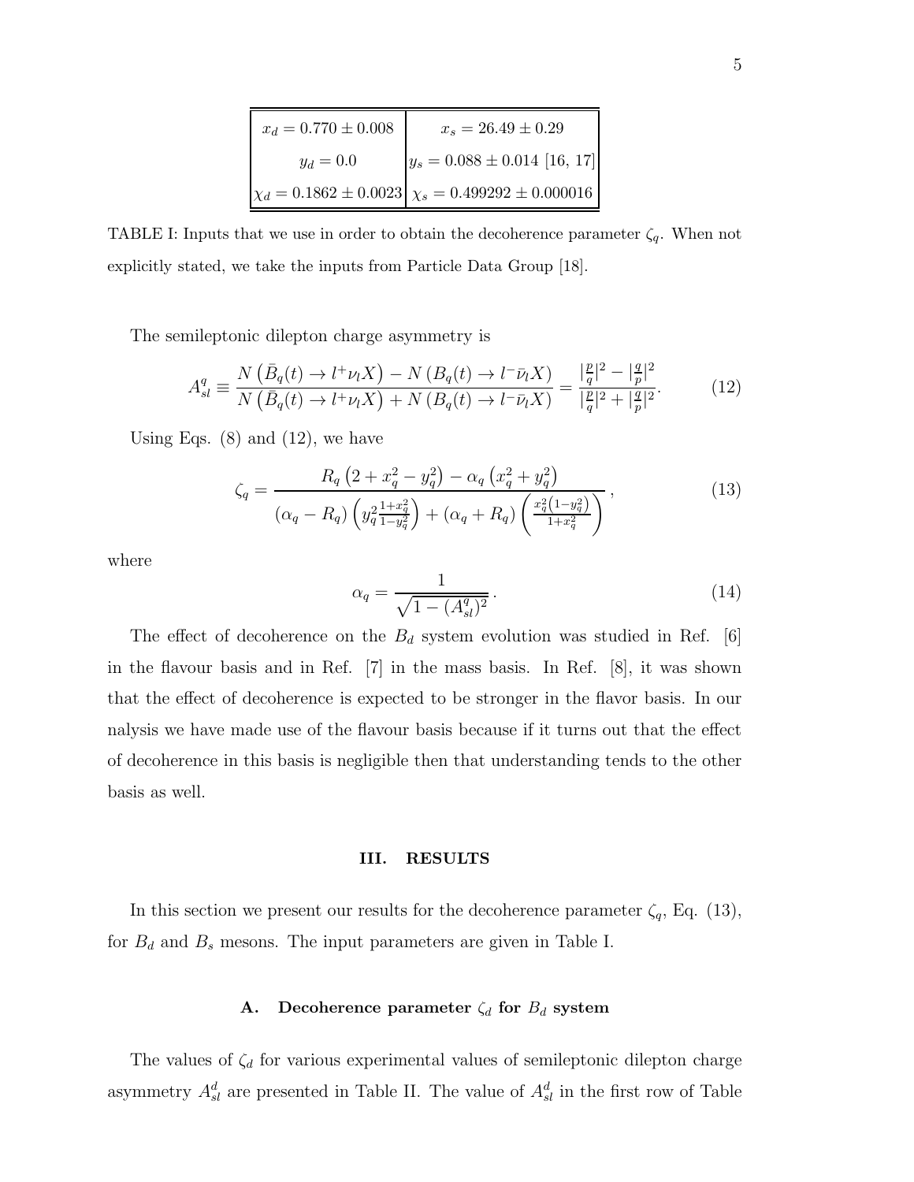| $x_d = 0.770 \pm 0.008$ | $x_s = 26.49 \pm 0.29$ |
|---|---|
| $y_d = 0.0$ | $y_s = 0.088 \pm 0.014$ [16, 17] |
| $\chi_d = 0.1862 \pm 0.0023$ | $\chi_s = 0.499292 \pm 0.000016$ |

TABLE I: Inputs that we use in order to obtain the decoherence parameter $\zeta_q$. When not explicitly stated, we take the inputs from Particle Data Group [18].

The semileptonic dilepton charge asymmetry is

$$A_{sl}^q \equiv \frac{N\left(\bar{B}_q(t) \to l^+ \nu_l X\right) - N\left(B_q(t) \to l^- \bar{\nu}_l X\right)}{N\left(\bar{B}_q(t) \to l^+ \nu_l X\right) + N\left(B_q(t) \to l^- \bar{\nu}_l X\right)} = \frac{|\frac{p}{q}|^2 - |\frac{q}{p}|^2}{|\frac{p}{q}|^2 + |\frac{q}{p}|^2}. \tag{12}$$

Using Eqs. (8) and (12), we have

$$\zeta_q = \frac{R_q\left(2 + x_q^2 - y_q^2\right) - \alpha_q\left(x_q^2 + y_q^2\right)}{\left(\alpha_q - R_q\right)\left(y_q^2 \frac{1+x_q^2}{1-y_q^2}\right) + \left(\alpha_q + R_q\right)\left(\frac{x_q^2\left(1-y_q^2\right)}{1+x_q^2}\right)}, \tag{13}$$

where

$$\alpha_q = \frac{1}{\sqrt{1 - (A_{sl}^q)^2}}. \tag{14}$$

The effect of decoherence on the $B_d$ system evolution was studied in Ref. [6] in the flavour basis and in Ref. [7] in the mass basis. In Ref. [8], it was shown that the effect of decoherence is expected to be stronger in the flavor basis. In our nalysis we have made use of the flavour basis because if it turns out that the effect of decoherence in this basis is negligible then that understanding tends to the other basis as well.

## III. RESULTS

In this section we present our results for the decoherence parameter $\zeta_q$, Eq. (13), for $B_d$ and $B_s$ mesons. The input parameters are given in Table I.

### A. Decoherence parameter $\zeta_d$ for $B_d$ system

The values of $\zeta_d$ for various experimental values of semileptonic dilepton charge asymmetry $A_{sl}^d$ are presented in Table II. The value of $A_{sl}^d$ in the first row of Table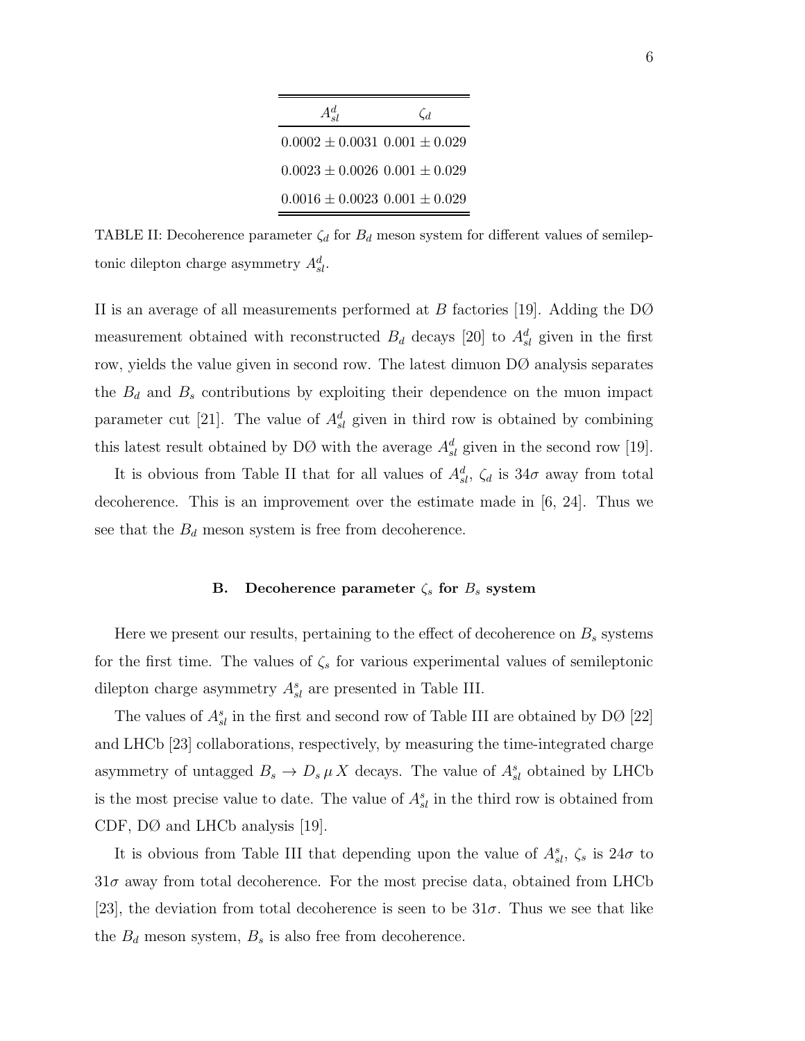| $A_{sl}^d$ | $\zeta_d$ |
|---|---|
| $0.0002 \pm 0.0031$ | $0.001 \pm 0.029$ |
| $0.0023 \pm 0.0026$ | $0.001 \pm 0.029$ |
| $0.0016 \pm 0.0023$ | $0.001 \pm 0.029$ |

TABLE II: Decoherence parameter $\zeta_d$ for $B_d$ meson system for different values of semileptonic dilepton charge asymmetry $A_{sl}^d$.

II is an average of all measurements performed at $B$ factories [19]. Adding the DØ measurement obtained with reconstructed $B_d$ decays [20] to $A_{sl}^d$ given in the first row, yields the value given in second row. The latest dimuon DØ analysis separates the $B_d$ and $B_s$ contributions by exploiting their dependence on the muon impact parameter cut [21]. The value of $A_{sl}^d$ given in third row is obtained by combining this latest result obtained by DØ with the average $A_{sl}^d$ given in the second row [19].

It is obvious from Table II that for all values of $A_{sl}^d$, $\zeta_d$ is $34\sigma$ away from total decoherence. This is an improvement over the estimate made in [6, 24]. Thus we see that the $B_d$ meson system is free from decoherence.

### B. Decoherence parameter $\zeta_s$ for $B_s$ system

Here we present our results, pertaining to the effect of decoherence on $B_s$ systems for the first time. The values of $\zeta_s$ for various experimental values of semileptonic dilepton charge asymmetry $A_{sl}^s$ are presented in Table III.

The values of $A_{sl}^s$ in the first and second row of Table III are obtained by DØ [22] and LHCb [23] collaborations, respectively, by measuring the time-integrated charge asymmetry of untagged $B_s \to D_s \, \mu \, X$ decays. The value of $A_{sl}^s$ obtained by LHCb is the most precise value to date. The value of $A_{sl}^s$ in the third row is obtained from CDF, DØ and LHCb analysis [19].

It is obvious from Table III that depending upon the value of $A_{sl}^s$, $\zeta_s$ is $24\sigma$ to $31\sigma$ away from total decoherence. For the most precise data, obtained from LHCb [23], the deviation from total decoherence is seen to be $31\sigma$. Thus we see that like the $B_d$ meson system, $B_s$ is also free from decoherence.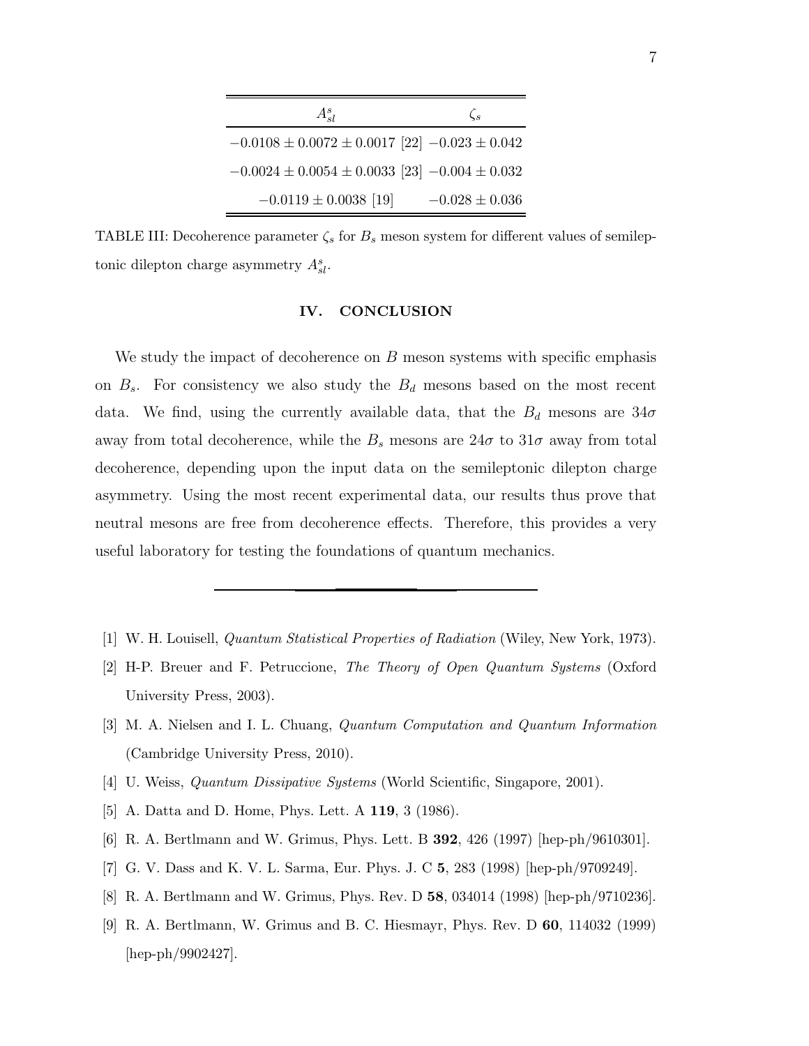| $A^s_{sl}$ | $\zeta_s$ |
|---|---|
| $-0.0108 \pm 0.0072 \pm 0.0017$ [22] | $-0.023 \pm 0.042$ |
| $-0.0024 \pm 0.0054 \pm 0.0033$ [23] | $-0.004 \pm 0.032$ |
| $-0.0119 \pm 0.0038$ [19] | $-0.028 \pm 0.036$ |

TABLE III: Decoherence parameter $\zeta_s$ for $B_s$ meson system for different values of semileptonic dilepton charge asymmetry $A^s_{sl}$.

## IV. CONCLUSION

We study the impact of decoherence on $B$ meson systems with specific emphasis on $B_s$. For consistency we also study the $B_d$ mesons based on the most recent data. We find, using the currently available data, that the $B_d$ mesons are $34\sigma$ away from total decoherence, while the $B_s$ mesons are $24\sigma$ to $31\sigma$ away from total decoherence, depending upon the input data on the semileptonic dilepton charge asymmetry. Using the most recent experimental data, our results thus prove that neutral mesons are free from decoherence effects. Therefore, this provides a very useful laboratory for testing the foundations of quantum mechanics.

---

[1] W. H. Louisell, *Quantum Statistical Properties of Radiation* (Wiley, New York, 1973).

[2] H-P. Breuer and F. Petruccione, *The Theory of Open Quantum Systems* (Oxford University Press, 2003).

[3] M. A. Nielsen and I. L. Chuang, *Quantum Computation and Quantum Information* (Cambridge University Press, 2010).

[4] U. Weiss, *Quantum Dissipative Systems* (World Scientific, Singapore, 2001).

[5] A. Datta and D. Home, Phys. Lett. A **119**, 3 (1986).

[6] R. A. Bertlmann and W. Grimus, Phys. Lett. B **392**, 426 (1997) [hep-ph/9610301].

[7] G. V. Dass and K. V. L. Sarma, Eur. Phys. J. C **5**, 283 (1998) [hep-ph/9709249].

[8] R. A. Bertlmann and W. Grimus, Phys. Rev. D **58**, 034014 (1998) [hep-ph/9710236].

[9] R. A. Bertlmann, W. Grimus and B. C. Hiesmayr, Phys. Rev. D **60**, 114032 (1999) [hep-ph/9902427].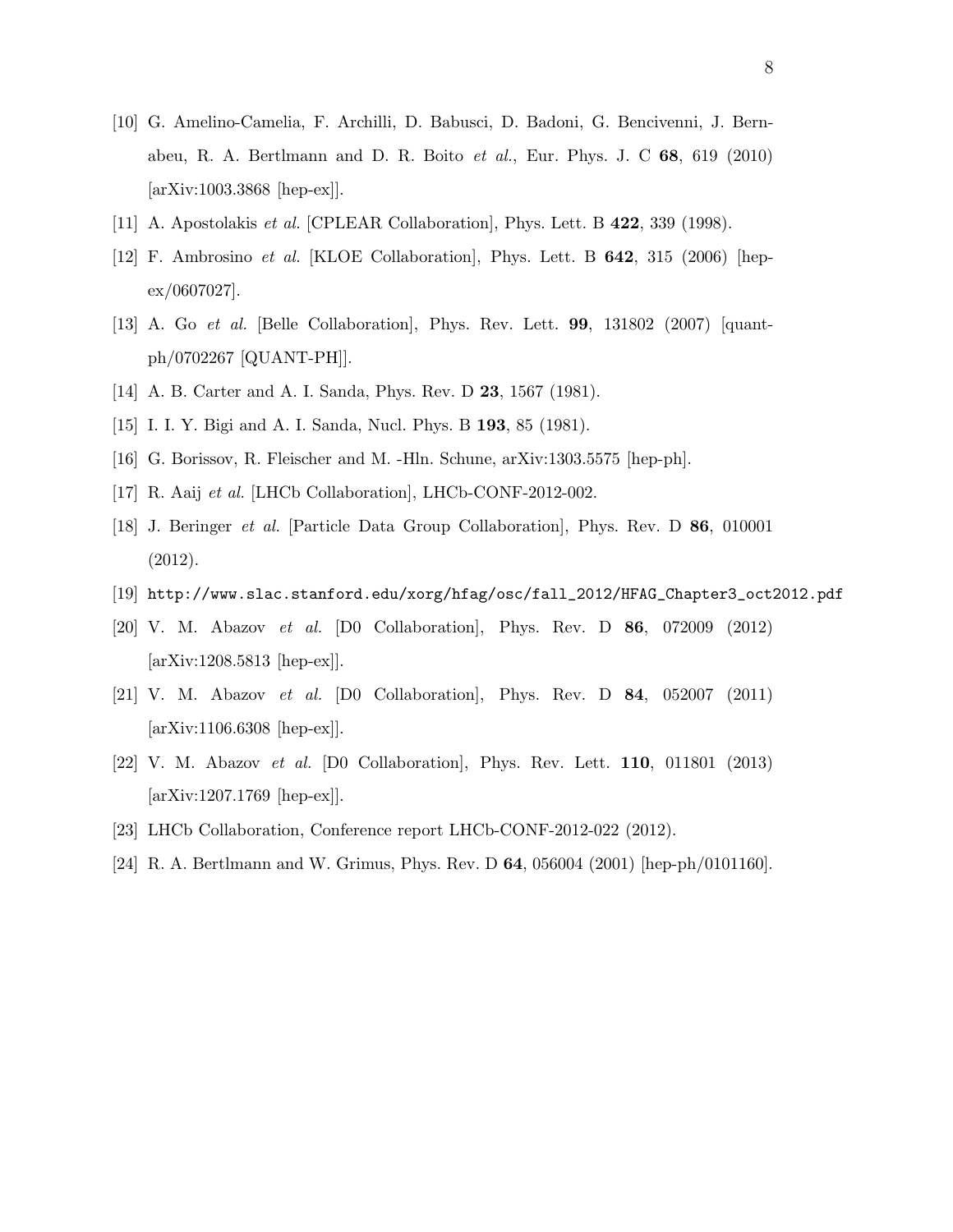[10] G. Amelino-Camelia, F. Archilli, D. Babusci, D. Badoni, G. Bencivenni, J. Bernabeu, R. A. Bertlmann and D. R. Boito *et al.*, Eur. Phys. J. C **68**, 619 (2010) [arXiv:1003.3868 [hep-ex]].

[11] A. Apostolakis *et al.* [CPLEAR Collaboration], Phys. Lett. B **422**, 339 (1998).

[12] F. Ambrosino *et al.* [KLOE Collaboration], Phys. Lett. B **642**, 315 (2006) [hep-ex/0607027].

[13] A. Go *et al.* [Belle Collaboration], Phys. Rev. Lett. **99**, 131802 (2007) [quant-ph/0702267 [QUANT-PH]].

[14] A. B. Carter and A. I. Sanda, Phys. Rev. D **23**, 1567 (1981).

[15] I. I. Y. Bigi and A. I. Sanda, Nucl. Phys. B **193**, 85 (1981).

[16] G. Borissov, R. Fleischer and M. -Hln. Schune, arXiv:1303.5575 [hep-ph].

[17] R. Aaij *et al.* [LHCb Collaboration], LHCb-CONF-2012-002.

[18] J. Beringer *et al.* [Particle Data Group Collaboration], Phys. Rev. D **86**, 010001 (2012).

[19] `http://www.slac.stanford.edu/xorg/hfag/osc/fall_2012/HFAG_Chapter3_oct2012.pdf`

[20] V. M. Abazov *et al.* [D0 Collaboration], Phys. Rev. D **86**, 072009 (2012) [arXiv:1208.5813 [hep-ex]].

[21] V. M. Abazov *et al.* [D0 Collaboration], Phys. Rev. D **84**, 052007 (2011) [arXiv:1106.6308 [hep-ex]].

[22] V. M. Abazov *et al.* [D0 Collaboration], Phys. Rev. Lett. **110**, 011801 (2013) [arXiv:1207.1769 [hep-ex]].

[23] LHCb Collaboration, Conference report LHCb-CONF-2012-022 (2012).

[24] R. A. Bertlmann and W. Grimus, Phys. Rev. D **64**, 056004 (2001) [hep-ph/0101160].